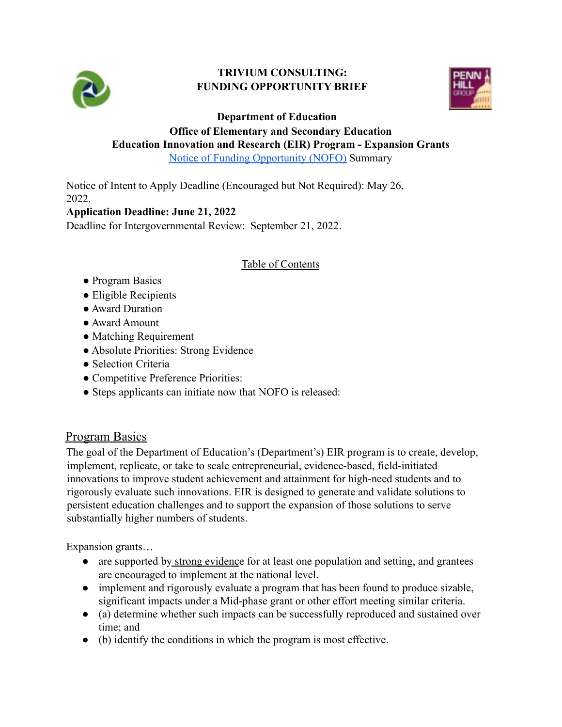**TRIVIUM CONSULTING:**
**FUNDING OPPORTUNITY BRIEF**

**Department of Education**
**Office of Elementary and Secondary Education**
**Education Innovation and Research (EIR) Program - Expansion Grants**
Notice of Funding Opportunity (NOFO) Summary

Notice of Intent to Apply Deadline (Encouraged but Not Required): May 26, 2022.
**Application Deadline: June 21, 2022**
Deadline for Intergovernmental Review: September 21, 2022.

Table of Contents

- Program Basics
- Eligible Recipients
- Award Duration
- Award Amount
- Matching Requirement
- Absolute Priorities: Strong Evidence
- Selection Criteria
- Competitive Preference Priorities:
- Steps applicants can initiate now that NOFO is released:

## Program Basics

The goal of the Department of Education's (Department's) EIR program is to create, develop, implement, replicate, or take to scale entrepreneurial, evidence-based, field-initiated innovations to improve student achievement and attainment for high-need students and to rigorously evaluate such innovations. EIR is designed to generate and validate solutions to persistent education challenges and to support the expansion of those solutions to serve substantially higher numbers of students.

Expansion grants…

- are supported by strong evidence for at least one population and setting, and grantees are encouraged to implement at the national level.
- implement and rigorously evaluate a program that has been found to produce sizable, significant impacts under a Mid-phase grant or other effort meeting similar criteria.
- (a) determine whether such impacts can be successfully reproduced and sustained over time; and
- (b) identify the conditions in which the program is most effective.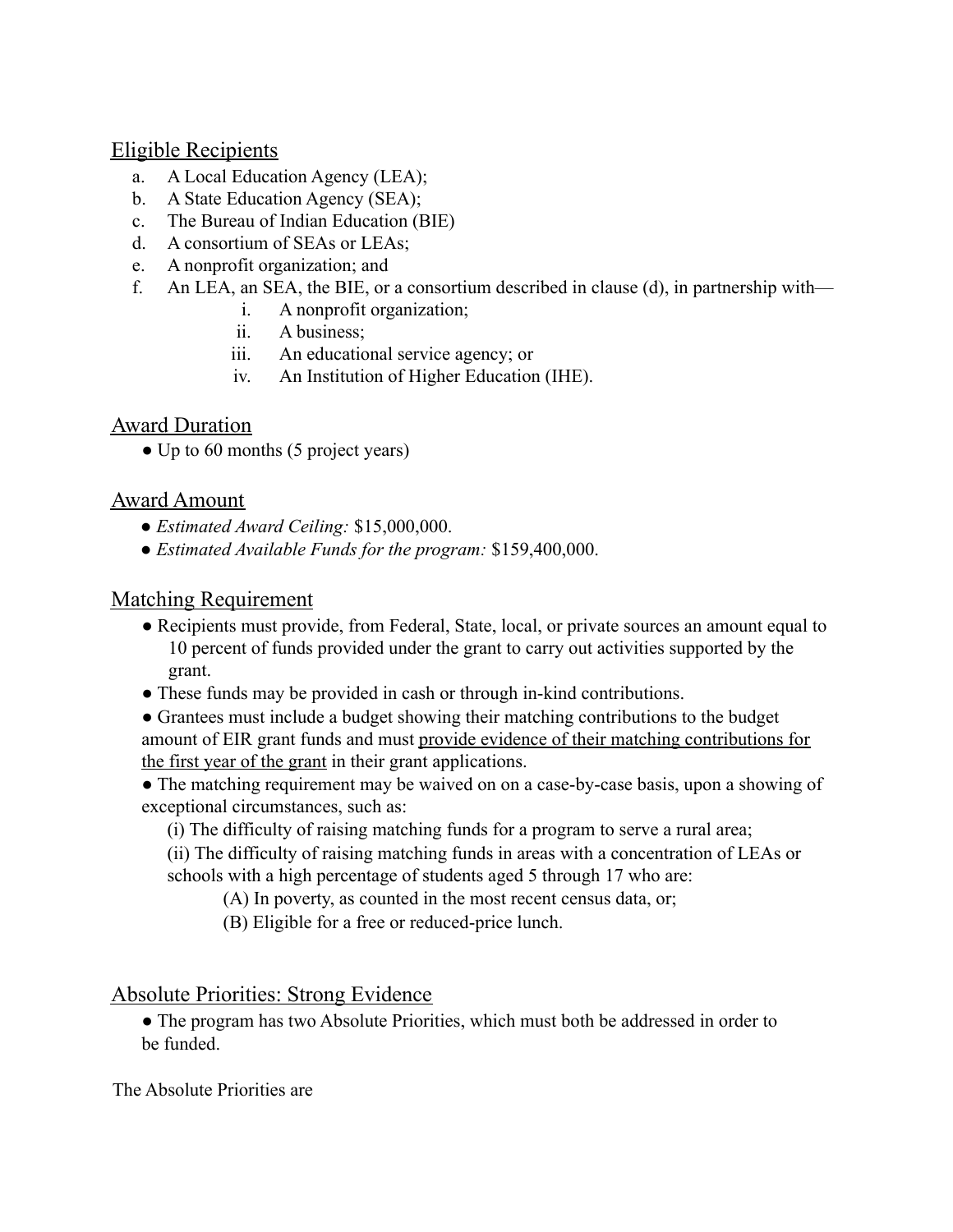## <u>Eligible Recipients</u>

a. A Local Education Agency (LEA);
b. A State Education Agency (SEA);
c. The Bureau of Indian Education (BIE)
d. A consortium of SEAs or LEAs;
e. A nonprofit organization; and
f. An LEA, an SEA, the BIE, or a consortium described in clause (d), in partnership with—
   i. A nonprofit organization;
   ii. A business;
   iii. An educational service agency; or
   iv. An Institution of Higher Education (IHE).

## <u>Award Duration</u>

- Up to 60 months (5 project years)

## <u>Award Amount</u>

- *Estimated Award Ceiling:* $15,000,000.
- *Estimated Available Funds for the program:* $159,400,000.

## <u>Matching Requirement</u>

- Recipients must provide, from Federal, State, local, or private sources an amount equal to 10 percent of funds provided under the grant to carry out activities supported by the grant.
- These funds may be provided in cash or through in-kind contributions.
- Grantees must include a budget showing their matching contributions to the budget amount of EIR grant funds and must <u>provide evidence of their matching contributions for the first year of the grant</u> in their grant applications.
- The matching requirement may be waived on on a case-by-case basis, upon a showing of exceptional circumstances, such as:
  (i) The difficulty of raising matching funds for a program to serve a rural area;
  (ii) The difficulty of raising matching funds in areas with a concentration of LEAs or schools with a high percentage of students aged 5 through 17 who are:
    (A) In poverty, as counted in the most recent census data, or;
    (B) Eligible for a free or reduced-price lunch.

## <u>Absolute Priorities: Strong Evidence</u>

- The program has two Absolute Priorities, which must both be addressed in order to be funded.

The Absolute Priorities are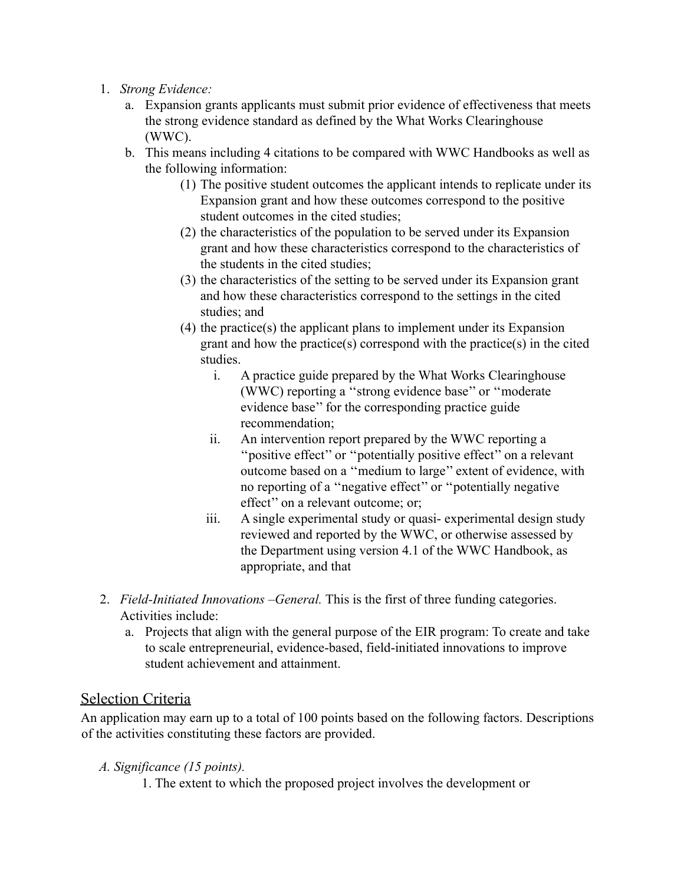1. *Strong Evidence:*
   a. Expansion grants applicants must submit prior evidence of effectiveness that meets the strong evidence standard as defined by the What Works Clearinghouse (WWC).
   b. This means including 4 citations to be compared with WWC Handbooks as well as the following information:
      (1) The positive student outcomes the applicant intends to replicate under its Expansion grant and how these outcomes correspond to the positive student outcomes in the cited studies;
      (2) the characteristics of the population to be served under its Expansion grant and how these characteristics correspond to the characteristics of the students in the cited studies;
      (3) the characteristics of the setting to be served under its Expansion grant and how these characteristics correspond to the settings in the cited studies; and
      (4) the practice(s) the applicant plans to implement under its Expansion grant and how the practice(s) correspond with the practice(s) in the cited studies.
         i. A practice guide prepared by the What Works Clearinghouse (WWC) reporting a ‘‘strong evidence base’’ or ‘‘moderate evidence base’’ for the corresponding practice guide recommendation;
         ii. An intervention report prepared by the WWC reporting a ‘‘positive effect’’ or ‘‘potentially positive effect’’ on a relevant outcome based on a ‘‘medium to large’’ extent of evidence, with no reporting of a ‘‘negative effect’’ or ‘‘potentially negative effect’’ on a relevant outcome; or;
         iii. A single experimental study or quasi- experimental design study reviewed and reported by the WWC, or otherwise assessed by the Department using version 4.1 of the WWC Handbook, as appropriate, and that

2. *Field-Initiated Innovations –General.* This is the first of three funding categories. Activities include:
   a. Projects that align with the general purpose of the EIR program: To create and take to scale entrepreneurial, evidence-based, field-initiated innovations to improve student achievement and attainment.

## Selection Criteria

An application may earn up to a total of 100 points based on the following factors. Descriptions of the activities constituting these factors are provided.

*A. Significance (15 points).*

1. The extent to which the proposed project involves the development or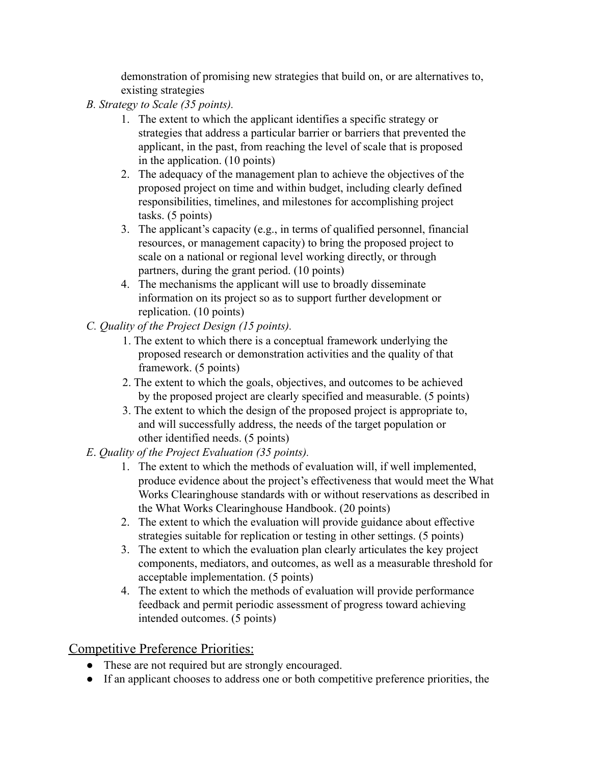demonstration of promising new strategies that build on, or are alternatives to, existing strategies

*B. Strategy to Scale (35 points).*

1. The extent to which the applicant identifies a specific strategy or strategies that address a particular barrier or barriers that prevented the applicant, in the past, from reaching the level of scale that is proposed in the application. (10 points)
2. The adequacy of the management plan to achieve the objectives of the proposed project on time and within budget, including clearly defined responsibilities, timelines, and milestones for accomplishing project tasks. (5 points)
3. The applicant's capacity (e.g., in terms of qualified personnel, financial resources, or management capacity) to bring the proposed project to scale on a national or regional level working directly, or through partners, during the grant period. (10 points)
4. The mechanisms the applicant will use to broadly disseminate information on its project so as to support further development or replication. (10 points)

*C. Quality of the Project Design (15 points).*

1. The extent to which there is a conceptual framework underlying the proposed research or demonstration activities and the quality of that framework. (5 points)
2. The extent to which the goals, objectives, and outcomes to be achieved by the proposed project are clearly specified and measurable. (5 points)
3. The extent to which the design of the proposed project is appropriate to, and will successfully address, the needs of the target population or other identified needs. (5 points)

*E. Quality of the Project Evaluation (35 points).*

1. The extent to which the methods of evaluation will, if well implemented, produce evidence about the project's effectiveness that would meet the What Works Clearinghouse standards with or without reservations as described in the What Works Clearinghouse Handbook. (20 points)
2. The extent to which the evaluation will provide guidance about effective strategies suitable for replication or testing in other settings. (5 points)
3. The extent to which the evaluation plan clearly articulates the key project components, mediators, and outcomes, as well as a measurable threshold for acceptable implementation. (5 points)
4. The extent to which the methods of evaluation will provide performance feedback and permit periodic assessment of progress toward achieving intended outcomes. (5 points)

## Competitive Preference Priorities:

- These are not required but are strongly encouraged.
- If an applicant chooses to address one or both competitive preference priorities, the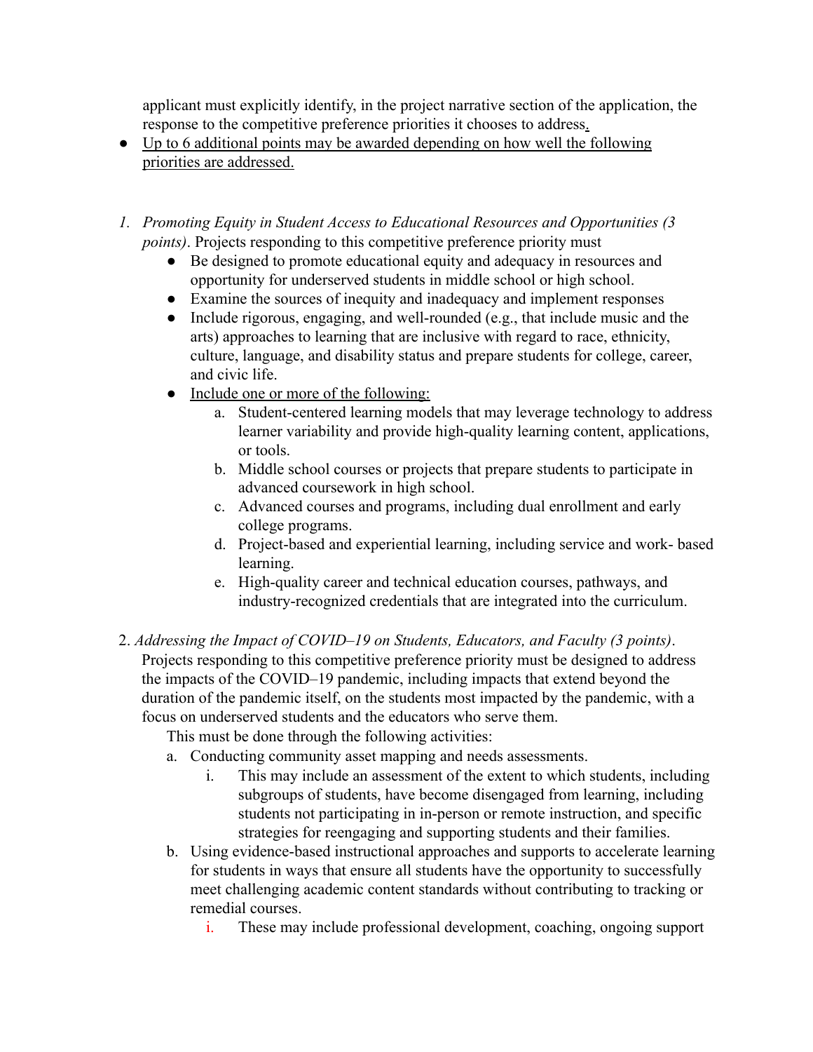applicant must explicitly identify, in the project narrative section of the application, the response to the competitive preference priorities it chooses to address.

- Up to 6 additional points may be awarded depending on how well the following priorities are addressed.

1. *Promoting Equity in Student Access to Educational Resources and Opportunities (3 points)*. Projects responding to this competitive preference priority must
   - Be designed to promote educational equity and adequacy in resources and opportunity for underserved students in middle school or high school.
   - Examine the sources of inequity and inadequacy and implement responses
   - Include rigorous, engaging, and well-rounded (e.g., that include music and the arts) approaches to learning that are inclusive with regard to race, ethnicity, culture, language, and disability status and prepare students for college, career, and civic life.
   - Include one or more of the following:
     a. Student-centered learning models that may leverage technology to address learner variability and provide high-quality learning content, applications, or tools.
     b. Middle school courses or projects that prepare students to participate in advanced coursework in high school.
     c. Advanced courses and programs, including dual enrollment and early college programs.
     d. Project-based and experiential learning, including service and work- based learning.
     e. High-quality career and technical education courses, pathways, and industry-recognized credentials that are integrated into the curriculum.

2. *Addressing the Impact of COVID–19 on Students, Educators, and Faculty (3 points)*. Projects responding to this competitive preference priority must be designed to address the impacts of the COVID–19 pandemic, including impacts that extend beyond the duration of the pandemic itself, on the students most impacted by the pandemic, with a focus on underserved students and the educators who serve them.

   This must be done through the following activities:

   a. Conducting community asset mapping and needs assessments.
      i. This may include an assessment of the extent to which students, including subgroups of students, have become disengaged from learning, including students not participating in in-person or remote instruction, and specific strategies for reengaging and supporting students and their families.
   b. Using evidence-based instructional approaches and supports to accelerate learning for students in ways that ensure all students have the opportunity to successfully meet challenging academic content standards without contributing to tracking or remedial courses.
      i. These may include professional development, coaching, ongoing support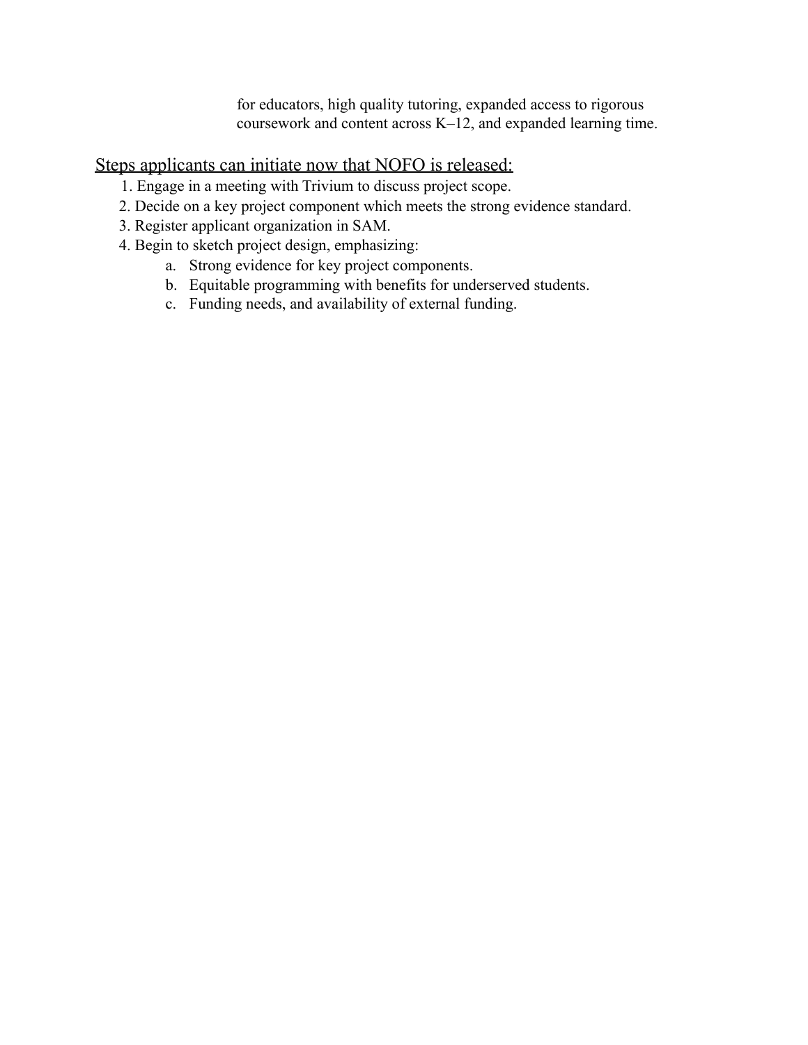for educators, high quality tutoring, expanded access to rigorous coursework and content across K–12, and expanded learning time.

Steps applicants can initiate now that NOFO is released:

1. Engage in a meeting with Trivium to discuss project scope.
2. Decide on a key project component which meets the strong evidence standard.
3. Register applicant organization in SAM.
4. Begin to sketch project design, emphasizing:
   a. Strong evidence for key project components.
   b. Equitable programming with benefits for underserved students.
   c. Funding needs, and availability of external funding.